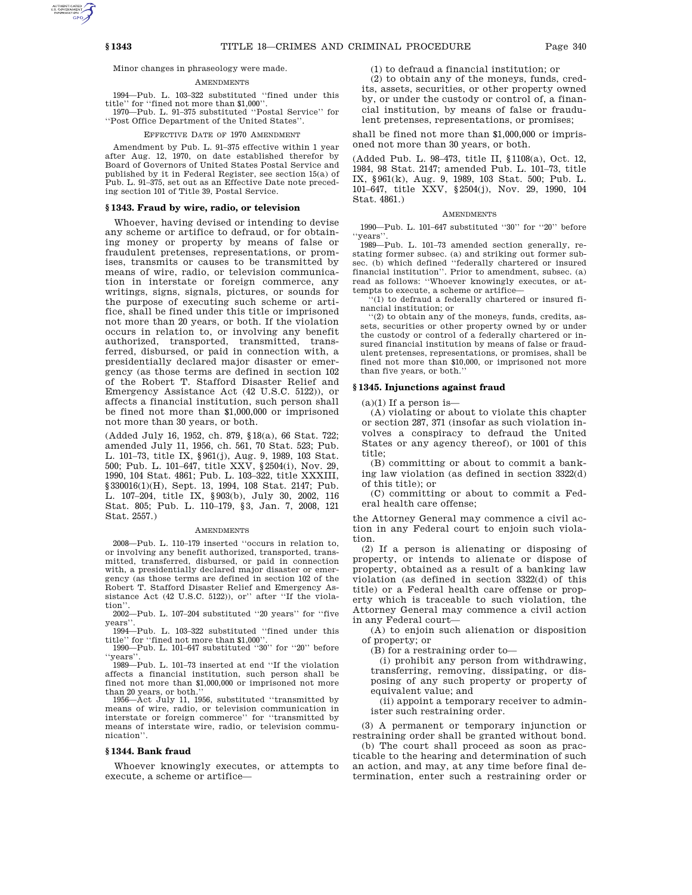Minor changes in phraseology were made.

AMENDMENTS

1994—Pub. L. 103–322 substituted ''fined under this title'' for ''fined not more than $1,000''.

1970—Pub. L. 91–375 substituted ''Postal Service'' for ''Post Office Department of the United States''.

EFFECTIVE DATE OF 1970 AMENDMENT

Amendment by Pub. L. 91–375 effective within 1 year after Aug. 12, 1970, on date established therefor by Board of Governors of United States Postal Service and published by it in Federal Register, see section 15(a) of Pub. L. 91–375, set out as an Effective Date note preceding section 101 of Title 39, Postal Service.

### § 1343. Fraud by wire, radio, or television

Whoever, having devised or intending to devise any scheme or artifice to defraud, or for obtaining money or property by means of false or fraudulent pretenses, representations, or promises, transmits or causes to be transmitted by means of wire, radio, or television communication in interstate or foreign commerce, any writings, signs, signals, pictures, or sounds for the purpose of executing such scheme or artifice, shall be fined under this title or imprisoned not more than 20 years, or both. If the violation occurs in relation to, or involving any benefit authorized, transported, transmitted, transferred, disbursed, or paid in connection with, a presidentially declared major disaster or emergency (as those terms are defined in section 102 of the Robert T. Stafford Disaster Relief and Emergency Assistance Act (42 U.S.C. 5122)), or affects a financial institution, such person shall be fined not more than $1,000,000 or imprisoned not more than 30 years, or both.

(Added July 16, 1952, ch. 879, §18(a), 66 Stat. 722; amended July 11, 1956, ch. 561, 70 Stat. 523; Pub. L. 101–73, title IX, §961(j), Aug. 9, 1989, 103 Stat. 500; Pub. L. 101–647, title XXV, §2504(i), Nov. 29, 1990, 104 Stat. 4861; Pub. L. 103–322, title XXXIII, §330016(1)(H), Sept. 13, 1994, 108 Stat. 2147; Pub. L. 107–204, title IX, §903(b), July 30, 2002, 116 Stat. 805; Pub. L. 110–179, §3, Jan. 7, 2008, 121 Stat. 2557.)

AMENDMENTS

2008—Pub. L. 110–179 inserted ''occurs in relation to, or involving any benefit authorized, transported, transmitted, transferred, disbursed, or paid in connection with, a presidentially declared major disaster or emergency (as those terms are defined in section 102 of the Robert T. Stafford Disaster Relief and Emergency Assistance Act (42 U.S.C. 5122)), or'' after ''If the violation''.

2002—Pub. L. 107–204 substituted ''20 years'' for ''five years''.

1994—Pub. L. 103–322 substituted ''fined under this title'' for ''fined not more than $1,000''.

1990—Pub. L. 101–647 substituted ''30'' for ''20'' before ''years''.

1989—Pub. L. 101–73 inserted at end ''If the violation affects a financial institution, such person shall be fined not more than $1,000,000 or imprisoned not more than 20 years, or both.''

1956—Act July 11, 1956, substituted ''transmitted by means of wire, radio, or television communication in interstate or foreign commerce'' for ''transmitted by means of interstate wire, radio, or television communication''.

### § 1344. Bank fraud

Whoever knowingly executes, or attempts to execute, a scheme or artifice—

(1) to defraud a financial institution; or

(2) to obtain any of the moneys, funds, credits, assets, securities, or other property owned by, or under the custody or control of, a financial institution, by means of false or fraudulent pretenses, representations, or promises;

shall be fined not more than $1,000,000 or imprisoned not more than 30 years, or both.

(Added Pub. L. 98–473, title II, §1108(a), Oct. 12, 1984, 98 Stat. 2147; amended Pub. L. 101–73, title IX, §961(k), Aug. 9, 1989, 103 Stat. 500; Pub. L. 101–647, title XXV, §2504(j), Nov. 29, 1990, 104 Stat. 4861.)

AMENDMENTS

1990—Pub. L. 101–647 substituted ''30'' for ''20'' before ''years''.

1989—Pub. L. 101–73 amended section generally, restating former subsec. (a) and striking out former subsec. (b) which defined ''federally chartered or insured financial institution''. Prior to amendment, subsec. (a) read as follows: ''Whoever knowingly executes, or attempts to execute, a scheme or artifice—

''(1) to defraud a federally chartered or insured financial institution; or

''(2) to obtain any of the moneys, funds, credits, assets, securities or other property owned by or under the custody or control of a federally chartered or insured financial institution by means of false or fraudulent pretenses, representations, or promises, shall be fined not more than $10,000, or imprisoned not more than five years, or both.''

### § 1345. Injunctions against fraud

(a)(1) If a person is—

(A) violating or about to violate this chapter or section 287, 371 (insofar as such violation involves a conspiracy to defraud the United States or any agency thereof), or 1001 of this title;

(B) committing or about to commit a banking law violation (as defined in section 3322(d) of this title); or

(C) committing or about to commit a Federal health care offense;

the Attorney General may commence a civil action in any Federal court to enjoin such violation.

(2) If a person is alienating or disposing of property, or intends to alienate or dispose of property, obtained as a result of a banking law violation (as defined in section 3322(d) of this title) or a Federal health care offense or property which is traceable to such violation, the Attorney General may commence a civil action in any Federal court—

(A) to enjoin such alienation or disposition of property; or

(B) for a restraining order to—

(i) prohibit any person from withdrawing, transferring, removing, dissipating, or disposing of any such property or property of equivalent value; and

(ii) appoint a temporary receiver to administer such restraining order.

(3) A permanent or temporary injunction or restraining order shall be granted without bond.

(b) The court shall proceed as soon as practicable to the hearing and determination of such an action, and may, at any time before final determination, enter such a restraining order or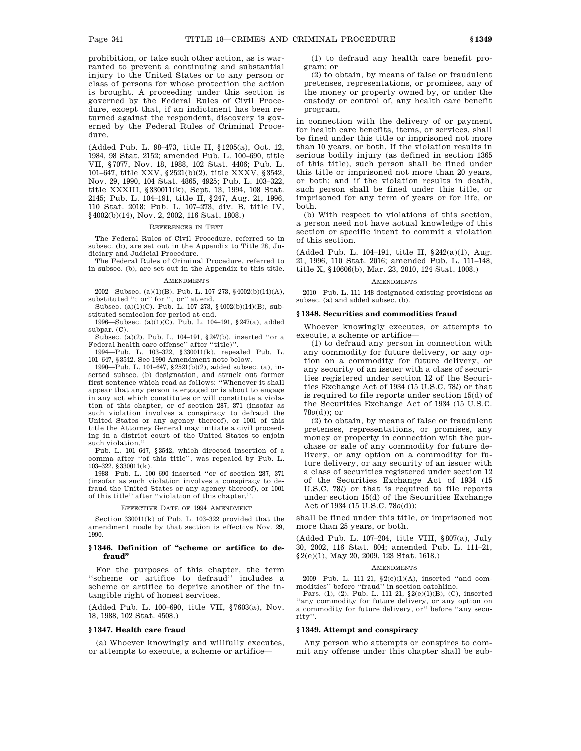prohibition, or take such other action, as is warranted to prevent a continuing and substantial injury to the United States or to any person or class of persons for whose protection the action is brought. A proceeding under this section is governed by the Federal Rules of Civil Procedure, except that, if an indictment has been returned against the respondent, discovery is governed by the Federal Rules of Criminal Procedure.

(Added Pub. L. 98–473, title II, §1205(a), Oct. 12, 1984, 98 Stat. 2152; amended Pub. L. 100–690, title VII, §7077, Nov. 18, 1988, 102 Stat. 4406; Pub. L. 101–647, title XXV, §2521(b)(2), title XXXV, §3542, Nov. 29, 1990, 104 Stat. 4865, 4925; Pub. L. 103–322, title XXXIII, §330011(k), Sept. 13, 1994, 108 Stat. 2145; Pub. L. 104–191, title II, §247, Aug. 21, 1996, 110 Stat. 2018; Pub. L. 107–273, div. B, title IV, §4002(b)(14), Nov. 2, 2002, 116 Stat. 1808.)

REFERENCES IN TEXT

The Federal Rules of Civil Procedure, referred to in subsec. (b), are set out in the Appendix to Title 28, Judiciary and Judicial Procedure.

The Federal Rules of Criminal Procedure, referred to in subsec. (b), are set out in the Appendix to this title.

AMENDMENTS

2002—Subsec. (a)(1)(B). Pub. L. 107–273, §4002(b)(14)(A), substituted ''; or'' for '', or'' at end.

Subsec. (a)(1)(C). Pub. L. 107–273, §4002(b)(14)(B), substituted semicolon for period at end.

1996—Subsec. (a)(1)(C). Pub. L. 104–191, §247(a), added subpar. (C).

Subsec. (a)(2). Pub. L. 104–191, §247(b), inserted ''or a Federal health care offense'' after ''title)''.

1994—Pub. L. 103–322, §330011(k), repealed Pub. L. 101–647, §3542. See 1990 Amendment note below.

1990—Pub. L. 101–647, §2521(b)(2), added subsec. (a), inserted subsec. (b) designation, and struck out former first sentence which read as follows: ''Whenever it shall appear that any person is engaged or is about to engage in any act which constitutes or will constitute a violation of this chapter, or of section 287, 371 (insofar as such violation involves a conspiracy to defraud the United States or any agency thereof), or 1001 of this title the Attorney General may initiate a civil proceeding in a district court of the United States to enjoin such violation.''

Pub. L. 101–647, §3542, which directed insertion of a comma after ''of this title'', was repealed by Pub. L. 103–322, §330011(k).

1988—Pub. L. 100–690 inserted ''or of section 287, 371 (insofar as such violation involves a conspiracy to defraud the United States or any agency thereof), or 1001 of this title'' after ''violation of this chapter,''.

EFFECTIVE DATE OF 1994 AMENDMENT

Section 330011(k) of Pub. L. 103–322 provided that the amendment made by that section is effective Nov. 29, 1990.

### §1346. Definition of ''scheme or artifice to defraud''

For the purposes of this chapter, the term ''scheme or artifice to defraud'' includes a scheme or artifice to deprive another of the intangible right of honest services.

(Added Pub. L. 100–690, title VII, §7603(a), Nov. 18, 1988, 102 Stat. 4508.)

### §1347. Health care fraud

(a) Whoever knowingly and willfully executes, or attempts to execute, a scheme or artifice—

(1) to defraud any health care benefit program; or

(2) to obtain, by means of false or fraudulent pretenses, representations, or promises, any of the money or property owned by, or under the custody or control of, any health care benefit program,

in connection with the delivery of or payment for health care benefits, items, or services, shall be fined under this title or imprisoned not more than 10 years, or both. If the violation results in serious bodily injury (as defined in section 1365 of this title), such person shall be fined under this title or imprisoned not more than 20 years, or both; and if the violation results in death, such person shall be fined under this title, or imprisoned for any term of years or for life, or both.

(b) With respect to violations of this section, a person need not have actual knowledge of this section or specific intent to commit a violation of this section.

(Added Pub. L. 104–191, title II, §242(a)(1), Aug. 21, 1996, 110 Stat. 2016; amended Pub. L. 111–148, title X, §10606(b), Mar. 23, 2010, 124 Stat. 1008.)

AMENDMENTS

2010—Pub. L. 111–148 designated existing provisions as subsec. (a) and added subsec. (b).

### §1348. Securities and commodities fraud

Whoever knowingly executes, or attempts to execute, a scheme or artifice—

(1) to defraud any person in connection with any commodity for future delivery, or any option on a commodity for future delivery, or any security of an issuer with a class of securities registered under section 12 of the Securities Exchange Act of 1934 (15 U.S.C. 78*l*) or that is required to file reports under section 15(d) of the Securities Exchange Act of 1934 (15 U.S.C. 78*o*(d)); or

(2) to obtain, by means of false or fraudulent pretenses, representations, or promises, any money or property in connection with the purchase or sale of any commodity for future delivery, or any option on a commodity for future delivery, or any security of an issuer with a class of securities registered under section 12 of the Securities Exchange Act of 1934 (15 U.S.C. 78*l*) or that is required to file reports under section 15(d) of the Securities Exchange Act of 1934 (15 U.S.C. 78*o*(d));

shall be fined under this title, or imprisoned not more than 25 years, or both.

(Added Pub. L. 107–204, title VIII, §807(a), July 30, 2002, 116 Stat. 804; amended Pub. L. 111–21, §2(e)(1), May 20, 2009, 123 Stat. 1618.)

AMENDMENTS

2009—Pub. L. 111–21, §2(e)(1)(A), inserted ''and commodities'' before ''fraud'' in section catchline.

Pars. (1), (2). Pub. L. 111–21, §2(e)(1)(B), (C), inserted ''any commodity for future delivery, or any option on a commodity for future delivery, or'' before ''any security''.

### §1349. Attempt and conspiracy

Any person who attempts or conspires to commit any offense under this chapter shall be sub-